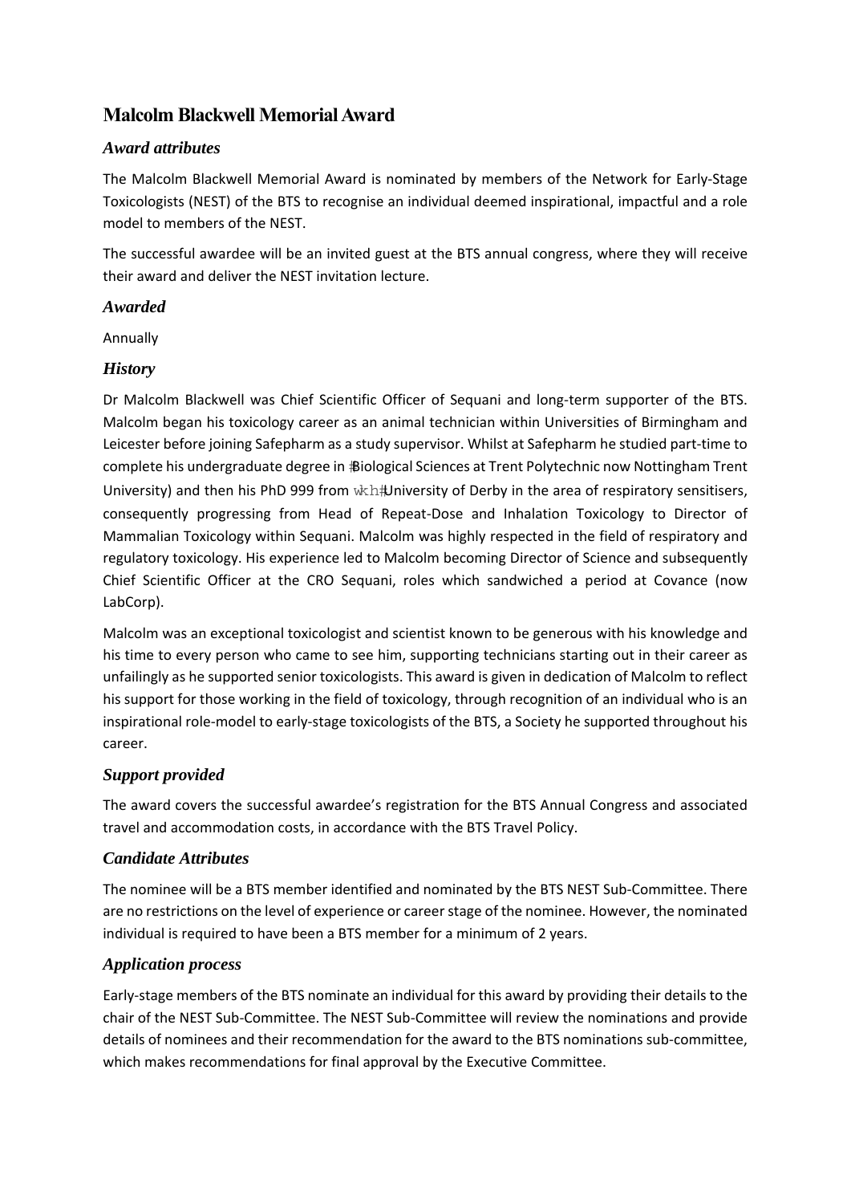# Malcolm Blackwell Memorial Award

## Award attributes

The Malcolm Blackwell Memorial Award is nominated by members of the Network for Early-Stage Toxicologists (NEST) of the BTS to recognise an individual deemed inspirational, impactful and a role model to members of the NEST.

The successful awardee will be an invited guest at the BTS annual congress, where they will receive their award and deliver the NEST invitation lecture.

## Awarded

Annually

## History

Dr Malcolm Blackwell was Chief Scientific Officer of Sequani and long-term supporter of the BTS. Malcolm began his toxicology career as an animal technician within Universities of Birmingham and Leicester before joining Safepharm as a study supervisor. Whilst at Safepharm he studied part-time to complete his undergraduate degree in ‡Biological Sciences at Trent Polytechnic now Nottingham Trent University) and then his PhD 999 from wkh‡University of Derby in the area of respiratory sensitisers, consequently progressing from Head of Repeat-Dose and Inhalation Toxicology to Director of Mammalian Toxicology within Sequani. Malcolm was highly respected in the field of respiratory and regulatory toxicology. His experience led to Malcolm becoming Director of Science and subsequently Chief Scientific Officer at the CRO Sequani, roles which sandwiched a period at Covance (now LabCorp).

Malcolm was an exceptional toxicologist and scientist known to be generous with his knowledge and his time to every person who came to see him, supporting technicians starting out in their career as unfailingly as he supported senior toxicologists. This award is given in dedication of Malcolm to reflect his support for those working in the field of toxicology, through recognition of an individual who is an inspirational role-model to early-stage toxicologists of the BTS, a Society he supported throughout his career.

## Support provided

The award covers the successful awardee's registration for the BTS Annual Congress and associated travel and accommodation costs, in accordance with the BTS Travel Policy.

## Candidate Attributes

The nominee will be a BTS member identified and nominated by the BTS NEST Sub-Committee. There are no restrictions on the level of experience or career stage of the nominee. However, the nominated individual is required to have been a BTS member for a minimum of 2 years.

## Application process

Early-stage members of the BTS nominate an individual for this award by providing their details to the chair of the NEST Sub-Committee. The NEST Sub-Committee will review the nominations and provide details of nominees and their recommendation for the award to the BTS nominations sub-committee, which makes recommendations for final approval by the Executive Committee.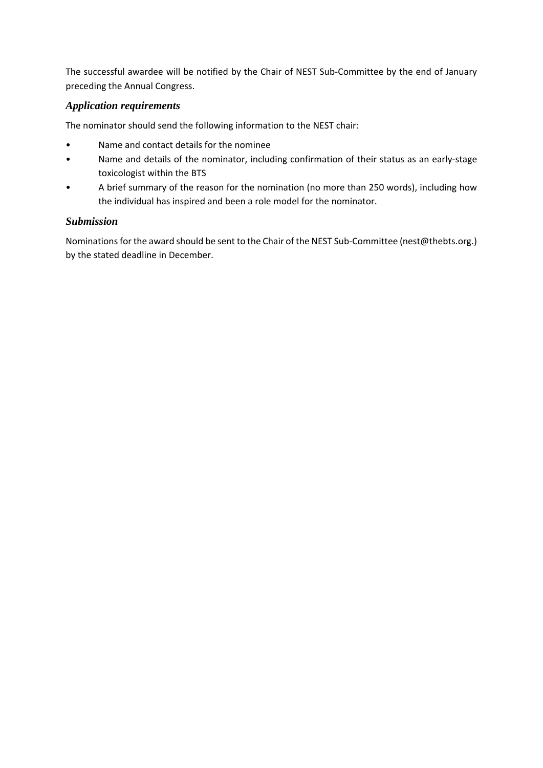The successful awardee will be notified by the Chair of NEST Sub-Committee by the end of January preceding the Annual Congress.

### *Application requirements*

The nominator should send the following information to the NEST chair:

- Name and contact details for the nominee
- Name and details of the nominator, including confirmation of their status as an early-stage toxicologist within the BTS
- A brief summary of the reason for the nomination (no more than 250 words), including how the individual has inspired and been a role model for the nominator.

### *Submission*

Nominations for the award should be sent to the Chair of the NEST Sub-Committee (nest@thebts.org.) by the stated deadline in December.